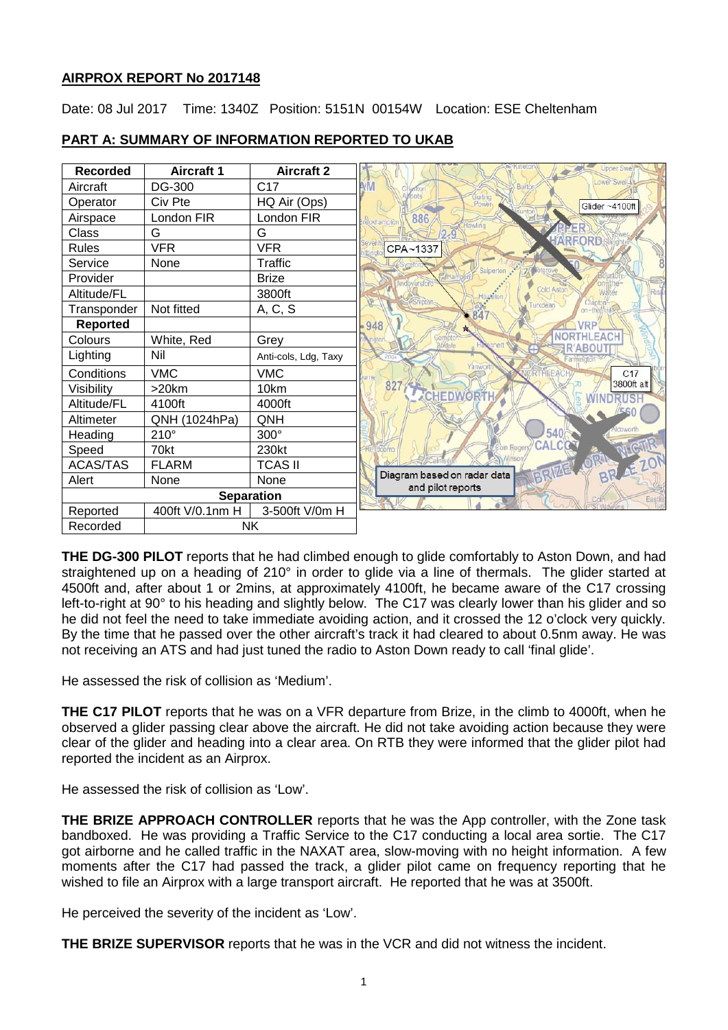**AIRPROX REPORT No 2017148**

Date: 08 Jul 2017 Time: 1340Z Position: 5151N 00154W Location: ESE Cheltenham

**PART A: SUMMARY OF INFORMATION REPORTED TO UKAB**

| Recorded | Aircraft 1 | Aircraft 2 |
|---|---|---|
| Aircraft | DG-300 | C17 |
| Operator | Civ Pte | HQ Air (Ops) |
| Airspace | London FIR | London FIR |
| Class | G | G |
| Rules | VFR | VFR |
| Service | None | Traffic |
| Provider | | Brize |
| Altitude/FL | | 3800ft |
| Transponder | Not fitted | A, C, S |
| **Reported** | | |
| Colours | White, Red | Grey |
| Lighting | Nil | Anti-cols, Ldg, Taxy |
| Conditions | VMC | VMC |
| Visibility | >20km | 10km |
| Altitude/FL | 4100ft | 4000ft |
| Altimeter | QNH (1024hPa) | QNH |
| Heading | 210° | 300° |
| Speed | 70kt | 230kt |
| ACAS/TAS | FLARM | TCAS II |
| Alert | None | None |
| **Separation** | | |
| Reported | 400ft V/0.1nm H | 3-500ft V/0m H |
| Recorded | NK | |

Diagram based on radar data and pilot reports

**THE DG-300 PILOT** reports that he had climbed enough to glide comfortably to Aston Down, and had straightened up on a heading of 210° in order to glide via a line of thermals. The glider started at 4500ft and, after about 1 or 2mins, at approximately 4100ft, he became aware of the C17 crossing left-to-right at 90° to his heading and slightly below. The C17 was clearly lower than his glider and so he did not feel the need to take immediate avoiding action, and it crossed the 12 o'clock very quickly. By the time that he passed over the other aircraft's track it had cleared to about 0.5nm away. He was not receiving an ATS and had just tuned the radio to Aston Down ready to call 'final glide'.

He assessed the risk of collision as 'Medium'.

**THE C17 PILOT** reports that he was on a VFR departure from Brize, in the climb to 4000ft, when he observed a glider passing clear above the aircraft. He did not take avoiding action because they were clear of the glider and heading into a clear area. On RTB they were informed that the glider pilot had reported the incident as an Airprox.

He assessed the risk of collision as 'Low'.

**THE BRIZE APPROACH CONTROLLER** reports that he was the App controller, with the Zone task bandboxed. He was providing a Traffic Service to the C17 conducting a local area sortie. The C17 got airborne and he called traffic in the NAXAT area, slow-moving with no height information. A few moments after the C17 had passed the track, a glider pilot came on frequency reporting that he wished to file an Airprox with a large transport aircraft. He reported that he was at 3500ft.

He perceived the severity of the incident as 'Low'.

**THE BRIZE SUPERVISOR** reports that he was in the VCR and did not witness the incident.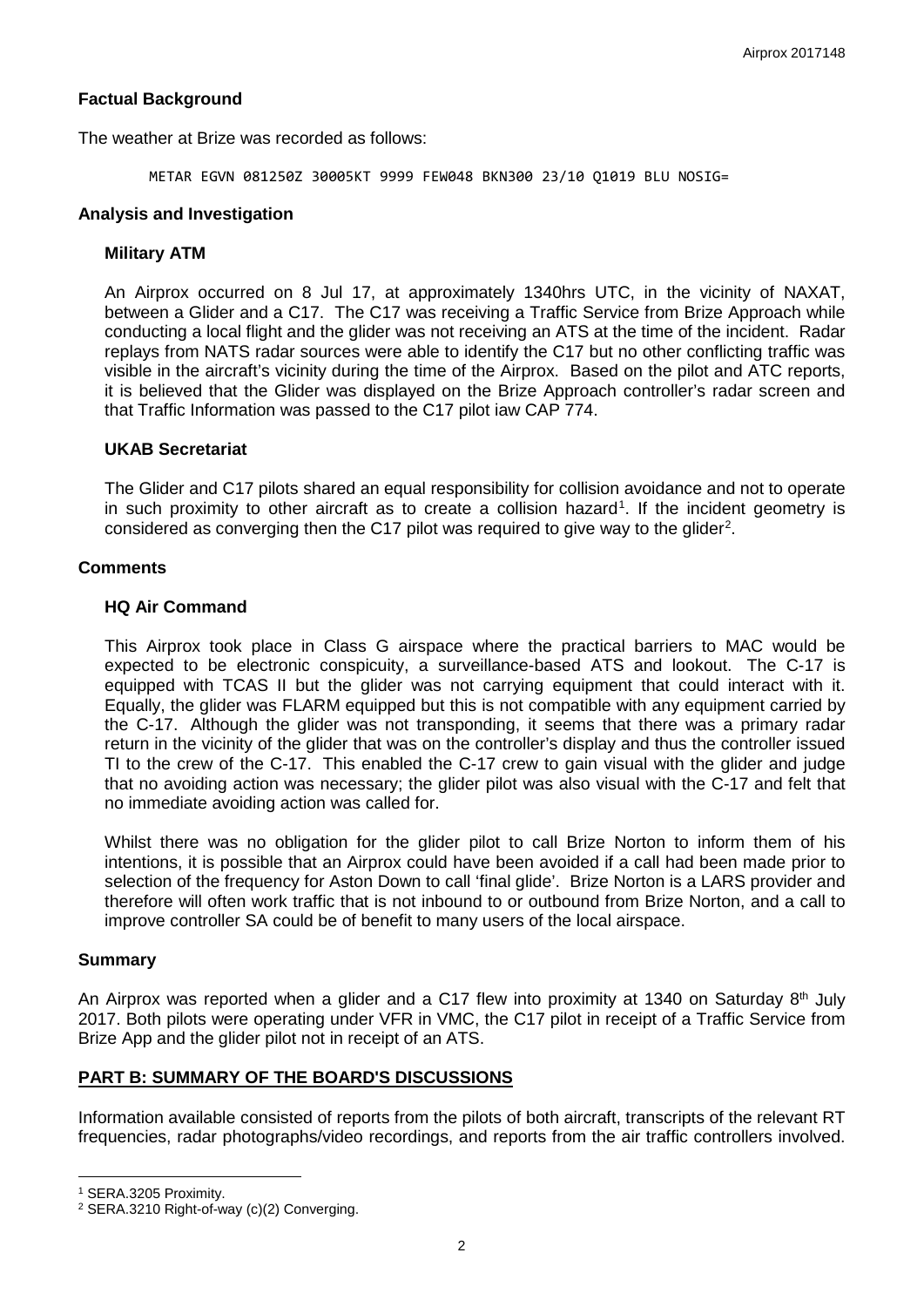## Factual Background

The weather at Brize was recorded as follows:

```
METAR EGVN 081250Z 30005KT 9999 FEW048 BKN300 23/10 Q1019 BLU NOSIG=
```

## Analysis and Investigation

### Military ATM

An Airprox occurred on 8 Jul 17, at approximately 1340hrs UTC, in the vicinity of NAXAT, between a Glider and a C17. The C17 was receiving a Traffic Service from Brize Approach while conducting a local flight and the glider was not receiving an ATS at the time of the incident. Radar replays from NATS radar sources were able to identify the C17 but no other conflicting traffic was visible in the aircraft's vicinity during the time of the Airprox. Based on the pilot and ATC reports, it is believed that the Glider was displayed on the Brize Approach controller's radar screen and that Traffic Information was passed to the C17 pilot iaw CAP 774.

### UKAB Secretariat

The Glider and C17 pilots shared an equal responsibility for collision avoidance and not to operate in such proximity to other aircraft as to create a collision hazard[1]. If the incident geometry is considered as converging then the C17 pilot was required to give way to the glider[2].

## Comments

### HQ Air Command

This Airprox took place in Class G airspace where the practical barriers to MAC would be expected to be electronic conspicuity, a surveillance-based ATS and lookout. The C-17 is equipped with TCAS II but the glider was not carrying equipment that could interact with it. Equally, the glider was FLARM equipped but this is not compatible with any equipment carried by the C-17. Although the glider was not transponding, it seems that there was a primary radar return in the vicinity of the glider that was on the controller's display and thus the controller issued TI to the crew of the C-17. This enabled the C-17 crew to gain visual with the glider and judge that no avoiding action was necessary; the glider pilot was also visual with the C-17 and felt that no immediate avoiding action was called for.

Whilst there was no obligation for the glider pilot to call Brize Norton to inform them of his intentions, it is possible that an Airprox could have been avoided if a call had been made prior to selection of the frequency for Aston Down to call 'final glide'. Brize Norton is a LARS provider and therefore will often work traffic that is not inbound to or outbound from Brize Norton, and a call to improve controller SA could be of benefit to many users of the local airspace.

## Summary

An Airprox was reported when a glider and a C17 flew into proximity at 1340 on Saturday 8th July 2017. Both pilots were operating under VFR in VMC, the C17 pilot in receipt of a Traffic Service from Brize App and the glider pilot not in receipt of an ATS.

## PART B: SUMMARY OF THE BOARD'S DISCUSSIONS

Information available consisted of reports from the pilots of both aircraft, transcripts of the relevant RT frequencies, radar photographs/video recordings, and reports from the air traffic controllers involved.

---

[1] SERA.3205 Proximity.

[2] SERA.3210 Right-of-way (c)(2) Converging.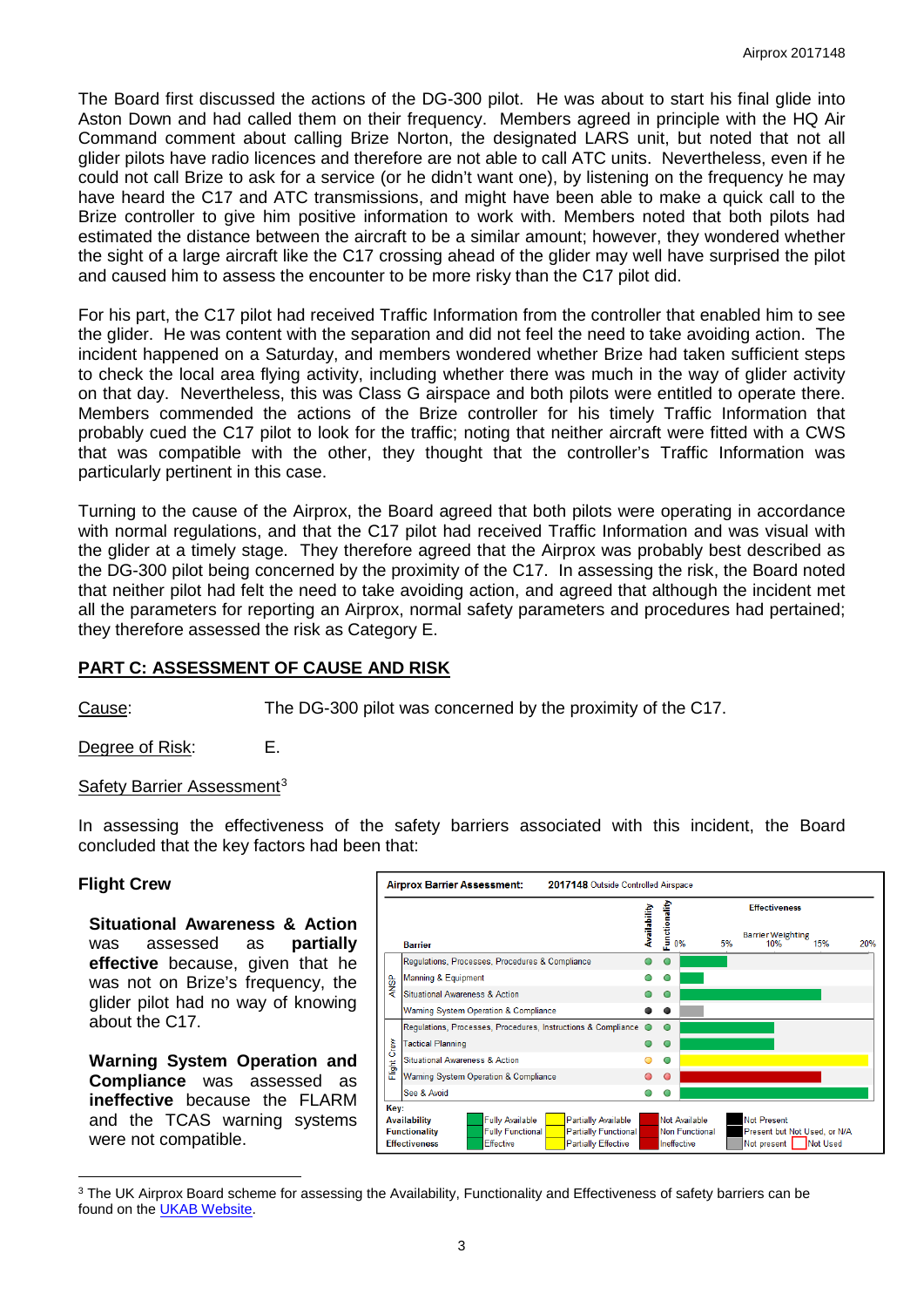The Board first discussed the actions of the DG-300 pilot. He was about to start his final glide into Aston Down and had called them on their frequency. Members agreed in principle with the HQ Air Command comment about calling Brize Norton, the designated LARS unit, but noted that not all glider pilots have radio licences and therefore are not able to call ATC units. Nevertheless, even if he could not call Brize to ask for a service (or he didn't want one), by listening on the frequency he may have heard the C17 and ATC transmissions, and might have been able to make a quick call to the Brize controller to give him positive information to work with. Members noted that both pilots had estimated the distance between the aircraft to be a similar amount; however, they wondered whether the sight of a large aircraft like the C17 crossing ahead of the glider may well have surprised the pilot and caused him to assess the encounter to be more risky than the C17 pilot did.

For his part, the C17 pilot had received Traffic Information from the controller that enabled him to see the glider. He was content with the separation and did not feel the need to take avoiding action. The incident happened on a Saturday, and members wondered whether Brize had taken sufficient steps to check the local area flying activity, including whether there was much in the way of glider activity on that day. Nevertheless, this was Class G airspace and both pilots were entitled to operate there. Members commended the actions of the Brize controller for his timely Traffic Information that probably cued the C17 pilot to look for the traffic; noting that neither aircraft were fitted with a CWS that was compatible with the other, they thought that the controller's Traffic Information was particularly pertinent in this case.

Turning to the cause of the Airprox, the Board agreed that both pilots were operating in accordance with normal regulations, and that the C17 pilot had received Traffic Information and was visual with the glider at a timely stage. They therefore agreed that the Airprox was probably best described as the DG-300 pilot being concerned by the proximity of the C17. In assessing the risk, the Board noted that neither pilot had felt the need to take avoiding action, and agreed that although the incident met all the parameters for reporting an Airprox, normal safety parameters and procedures had pertained; they therefore assessed the risk as Category E.

## PART C: ASSESSMENT OF CAUSE AND RISK

Cause: The DG-300 pilot was concerned by the proximity of the C17.

Degree of Risk: E.

Safety Barrier Assessment[3]

In assessing the effectiveness of the safety barriers associated with this incident, the Board concluded that the key factors had been that:

**Flight Crew**

**Situational Awareness & Action** was assessed as **partially effective** because, given that he was not on Brize's frequency, the glider pilot had no way of knowing about the C17.

**Warning System Operation and Compliance** was assessed as **ineffective** because the FLARM and the TCAS warning systems were not compatible.

Airprox Barrier Assessment: 2017148 Outside Controlled Airspace

Barrier
Availability
Functionality
Effectiveness
Barrier Weighting
0%
5%
10%
15%
20%

ANSP
Regulations, Processes, Procedures & Compliance
Manning & Equipment
Situational Awareness & Action
Warning System Operation & Compliance

Flight Crew
Regulations, Processes, Procedures, Instructions & Compliance
Tactical Planning
Situational Awareness & Action
Warning System Operation & Compliance
See & Avoid

Key:
Availability: Fully Available, Partially Available, Not Available, Not Present
Functionality: Fully Functional, Partially Functional, Non Functional, Present but Not Used, or N/A
Effectiveness: Effective, Partially Effective, Ineffective, Not present, Not Used

[3] The UK Airprox Board scheme for assessing the Availability, Functionality and Effectiveness of safety barriers can be found on the UKAB Website.